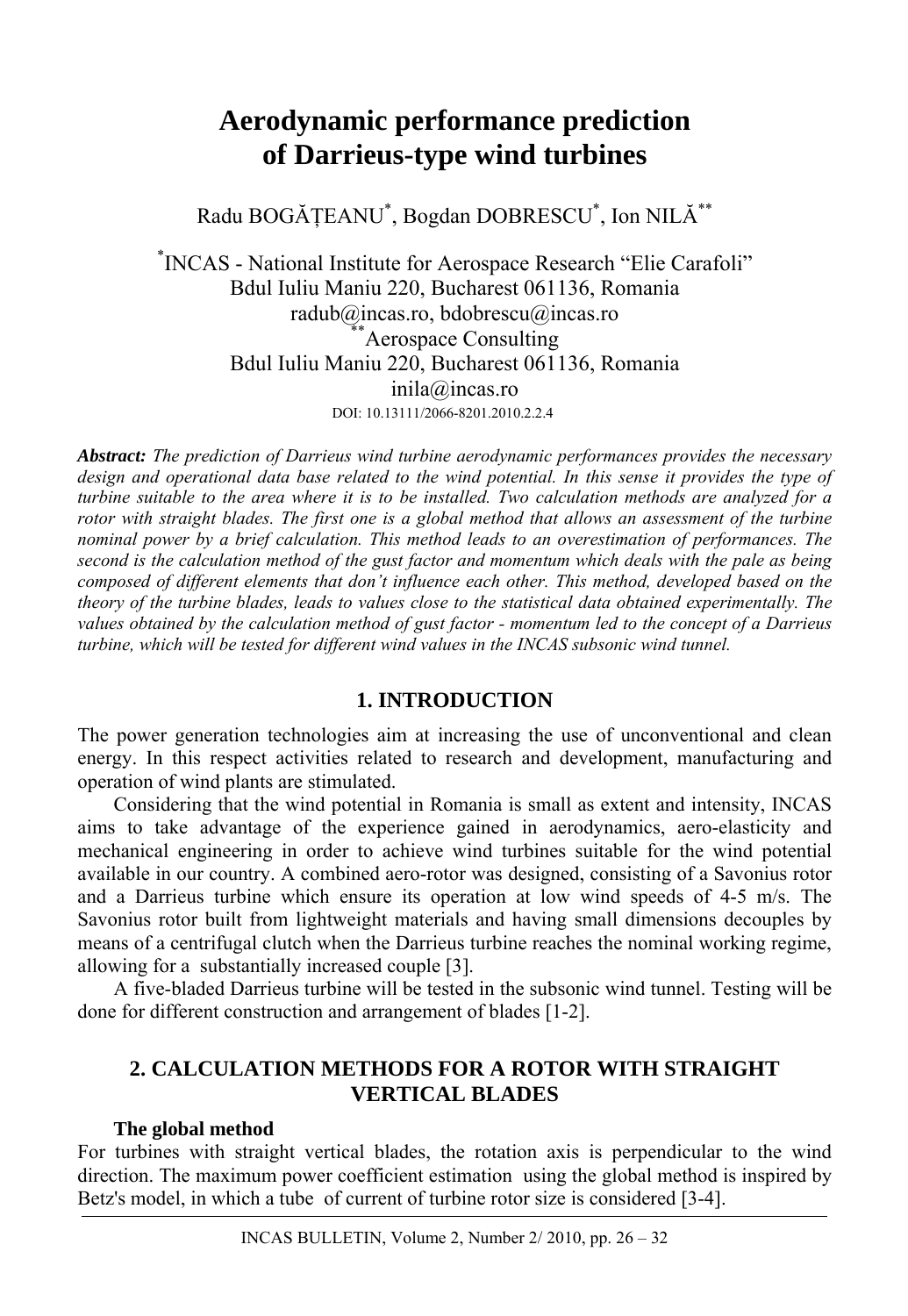# Aerodynamic performance prediction of Darrieus-type wind turbines

Radu BOGĂȚEANU[*], Bogdan DOBRESCU[*], Ion NILĂ[**]

[*]INCAS - National Institute for Aerospace Research "Elie Carafoli"
Bdul Iuliu Maniu 220, Bucharest 061136, Romania
radub@incas.ro, bdobrescu@incas.ro
[**]Aerospace Consulting
Bdul Iuliu Maniu 220, Bucharest 061136, Romania
inila@incas.ro

DOI: 10.13111/2066-8201.2010.2.2.4

***Abstract:*** *The prediction of Darrieus wind turbine aerodynamic performances provides the necessary design and operational data base related to the wind potential. In this sense it provides the type of turbine suitable to the area where it is to be installed. Two calculation methods are analyzed for a rotor with straight blades. The first one is a global method that allows an assessment of the turbine nominal power by a brief calculation. This method leads to an overestimation of performances. The second is the calculation method of the gust factor and momentum which deals with the pale as being composed of different elements that don't influence each other. This method, developed based on the theory of the turbine blades, leads to values close to the statistical data obtained experimentally. The values obtained by the calculation method of gust factor - momentum led to the concept of a Darrieus turbine, which will be tested for different wind values in the INCAS subsonic wind tunnel.*

## 1. INTRODUCTION

The power generation technologies aim at increasing the use of unconventional and clean energy. In this respect activities related to research and development, manufacturing and operation of wind plants are stimulated.

Considering that the wind potential in Romania is small as extent and intensity, INCAS aims to take advantage of the experience gained in aerodynamics, aero-elasticity and mechanical engineering in order to achieve wind turbines suitable for the wind potential available in our country. A combined aero-rotor was designed, consisting of a Savonius rotor and a Darrieus turbine which ensure its operation at low wind speeds of 4-5 m/s. The Savonius rotor built from lightweight materials and having small dimensions decouples by means of a centrifugal clutch when the Darrieus turbine reaches the nominal working regime, allowing for a substantially increased couple [3].

A five-bladed Darrieus turbine will be tested in the subsonic wind tunnel. Testing will be done for different construction and arrangement of blades [1-2].

## 2. CALCULATION METHODS FOR A ROTOR WITH STRAIGHT VERTICAL BLADES

### The global method

For turbines with straight vertical blades, the rotation axis is perpendicular to the wind direction. The maximum power coefficient estimation using the global method is inspired by Betz's model, in which a tube of current of turbine rotor size is considered [3-4].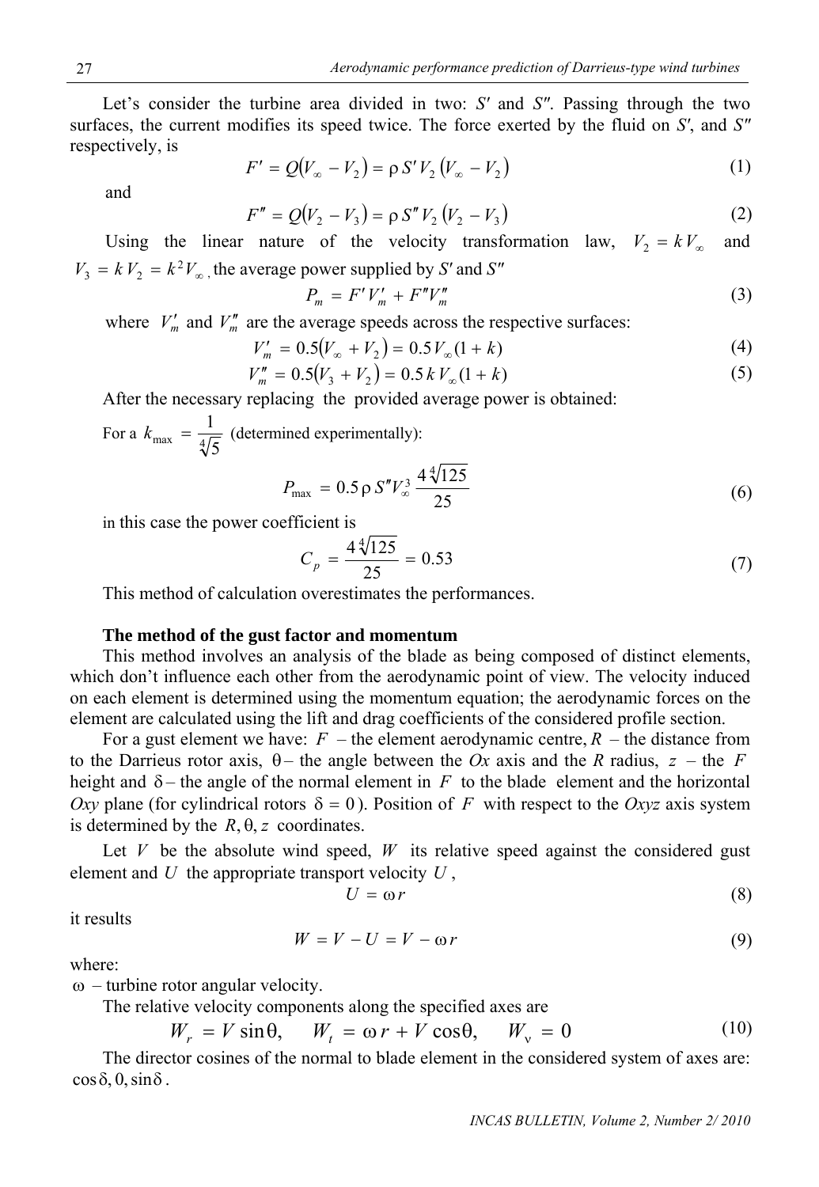Let's consider the turbine area divided in two: $S'$ and $S''$. Passing through the two surfaces, the current modifies its speed twice. The force exerted by the fluid on $S'$, and $S''$ respectively, is

$$F' = Q(V_\infty - V_2) = \rho\, S' V_2 (V_\infty - V_2) \tag{1}$$

and

$$F'' = Q(V_2 - V_3) = \rho\, S'' V_2 (V_2 - V_3) \tag{2}$$

Using the linear nature of the velocity transformation law, $V_2 = k V_\infty$ and $V_3 = k V_2 = k^2 V_\infty$, the average power supplied by $S'$ and $S''$

$$P_m = F' V_m' + F'' V_m'' \tag{3}$$

where $V_m'$ and $V_m''$ are the average speeds across the respective surfaces:

$$V_m' = 0.5(V_\infty + V_2) = 0.5\, V_\infty (1 + k) \tag{4}$$

$$V_m'' = 0.5(V_3 + V_2) = 0.5\, k\, V_\infty (1 + k) \tag{5}$$

After the necessary replacing the provided average power is obtained:

For a $k_{max} = \dfrac{1}{\sqrt[4]{5}}$ (determined experimentally):

$$P_{max} = 0.5\, \rho\, S'' V_\infty^3 \frac{4\sqrt[4]{125}}{25} \tag{6}$$

in this case the power coefficient is

$$C_p = \frac{4\sqrt[4]{125}}{25} = 0.53 \tag{7}$$

This method of calculation overestimates the performances.

**The method of the gust factor and momentum**

This method involves an analysis of the blade as being composed of distinct elements, which don't influence each other from the aerodynamic point of view. The velocity induced on each element is determined using the momentum equation; the aerodynamic forces on the element are calculated using the lift and drag coefficients of the considered profile section.

For a gust element we have: $F$ – the element aerodynamic centre, $R$ – the distance from to the Darrieus rotor axis, $\theta$ – the angle between the $Ox$ axis and the $R$ radius, $z$ – the $F$ height and $\delta$ – the angle of the normal element in $F$ to the blade element and the horizontal $Oxy$ plane (for cylindrical rotors $\delta = 0$). Position of $F$ with respect to the $Oxyz$ axis system is determined by the $R, \theta, z$ coordinates.

Let $V$ be the absolute wind speed, $W$ its relative speed against the considered gust element and $U$ the appropriate transport velocity $U$,

$$U = \omega r \tag{8}$$

it results

$$W = V - U = V - \omega r \tag{9}$$

where:

$\omega$ – turbine rotor angular velocity.

The relative velocity components along the specified axes are

$$W_r = V \sin\theta, \quad W_t = \omega r + V\cos\theta, \quad W_\nu = 0 \tag{10}$$

The director cosines of the normal to blade element in the considered system of axes are: $\cos\delta, 0, \sin\delta$.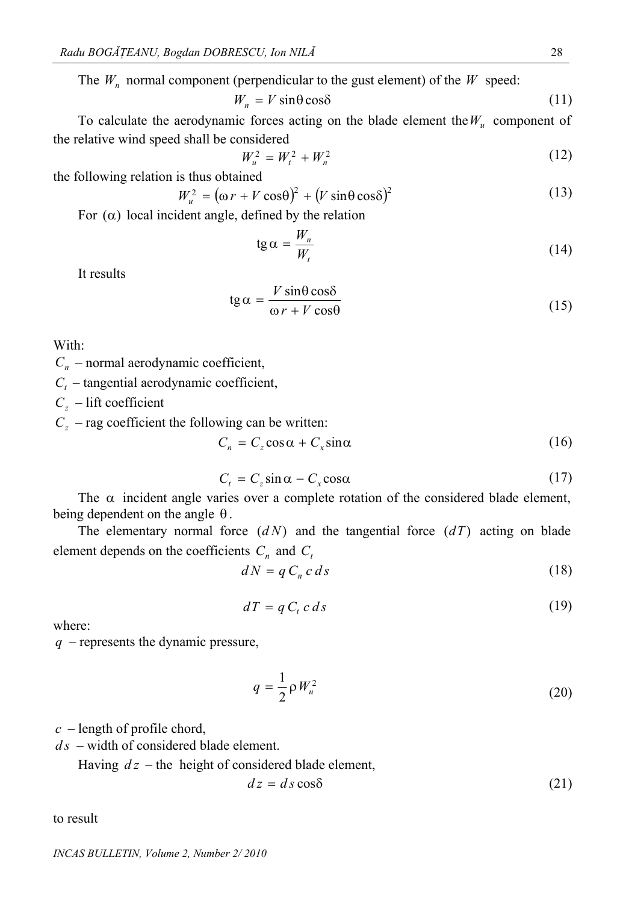The $W_n$ normal component (perpendicular to the gust element) of the $W$ speed:

$$W_n = V \sin\theta \cos\delta \tag{11}$$

To calculate the aerodynamic forces acting on the blade element the $W_u$ component of the relative wind speed shall be considered

$$W_u^2 = W_t^2 + W_n^2 \tag{12}$$

the following relation is thus obtained

$$W_u^2 = (\omega r + V \cos\theta)^2 + (V \sin\theta \cos\delta)^2 \tag{13}$$

For $(\alpha)$ local incident angle, defined by the relation

$$\mathrm{tg}\,\alpha = \frac{W_n}{W_t} \tag{14}$$

It results

$$\mathrm{tg}\,\alpha = \frac{V \sin\theta \cos\delta}{\omega r + V \cos\theta} \tag{15}$$

With:

$C_n$ – normal aerodynamic coefficient,

$C_t$ – tangential aerodynamic coefficient,

$C_z$ – lift coefficient

$C_z$ – rag coefficient the following can be written:

$$C_n = C_z \cos\alpha + C_x \sin\alpha \tag{16}$$

$$C_t = C_z \sin\alpha - C_x \cos\alpha \tag{17}$$

The $\alpha$ incident angle varies over a complete rotation of the considered blade element, being dependent on the angle $\theta$.

The elementary normal force $(dN)$ and the tangential force $(dT)$ acting on blade element depends on the coefficients $C_n$ and $C_t$

$$dN = q\, C_n\, c\, ds \tag{18}$$

$$dT = q\, C_t\, c\, ds \tag{19}$$

where:

$q$ – represents the dynamic pressure,

$$q = \frac{1}{2}\rho W_u^2 \tag{20}$$

$c$ – length of profile chord,

$ds$ – width of considered blade element.

Having $dz$ – the height of considered blade element,

$$dz = ds \cos\delta \tag{21}$$

to result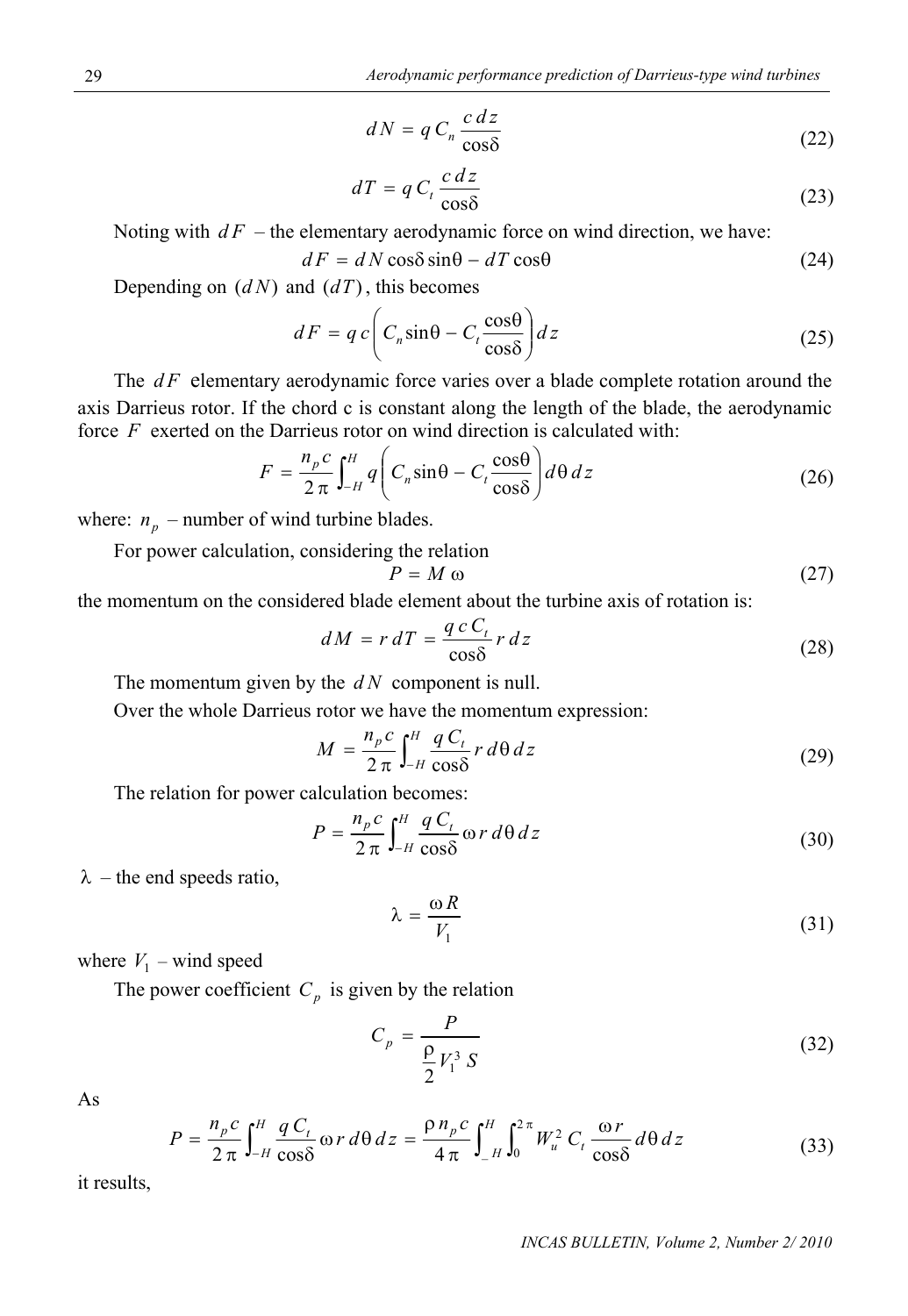$$dN = q\, C_n \frac{c\, dz}{\cos\delta} \tag{22}$$

$$dT = q\, C_t \frac{c\, dz}{\cos\delta} \tag{23}$$

Noting with $dF$ – the elementary aerodynamic force on wind direction, we have:

$$dF = dN \cos\delta \sin\theta - dT \cos\theta \tag{24}$$

Depending on $(dN)$ and $(dT)$, this becomes

$$dF = q\, c \left( C_n \sin\theta - C_t \frac{\cos\theta}{\cos\delta} \right) dz \tag{25}$$

The $dF$ elementary aerodynamic force varies over a blade complete rotation around the axis Darrieus rotor. If the chord c is constant along the length of the blade, the aerodynamic force $F$ exerted on the Darrieus rotor on wind direction is calculated with:

$$F = \frac{n_p c}{2\pi} \int_{-H}^{H} q \left( C_n \sin\theta - C_t \frac{\cos\theta}{\cos\delta} \right) d\theta\, dz \tag{26}$$

where: $n_p$ – number of wind turbine blades.

For power calculation, considering the relation

$$P = M\, \omega \tag{27}$$

the momentum on the considered blade element about the turbine axis of rotation is:

$$dM = r\, dT = \frac{q\, c\, C_t}{\cos\delta} r\, dz \tag{28}$$

The momentum given by the $dN$ component is null.

Over the whole Darrieus rotor we have the momentum expression:

$$M = \frac{n_p c}{2\pi} \int_{-H}^{H} \frac{q\, C_t}{\cos\delta} r\, d\theta\, dz \tag{29}$$

The relation for power calculation becomes:

$$P = \frac{n_p c}{2\pi} \int_{-H}^{H} \frac{q\, C_t}{\cos\delta} \omega\, r\, d\theta\, dz \tag{30}$$

$\lambda$ – the end speeds ratio,

$$\lambda = \frac{\omega R}{V_1} \tag{31}$$

where $V_1$ – wind speed

The power coefficient $C_p$ is given by the relation

$$C_p = \frac{P}{\frac{\rho}{2} V_1^3 S} \tag{32}$$

As

$$P = \frac{n_p c}{2\pi} \int_{-H}^{H} \frac{q\, C_t}{\cos\delta} \omega\, r\, d\theta\, dz = \frac{\rho\, n_p c}{4\pi} \int_{-H}^{H} \int_{0}^{2\pi} W_u^2\, C_t \frac{\omega\, r}{\cos\delta} d\theta\, dz \tag{33}$$

it results,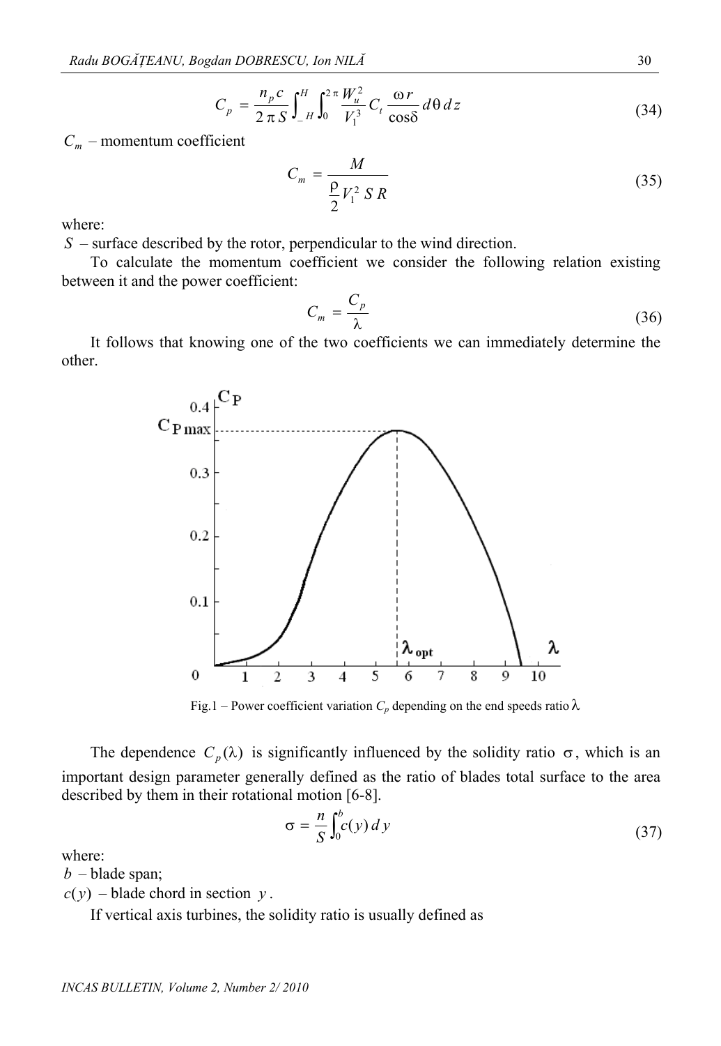$$C_p = \frac{n_p c}{2\pi S} \int_{-H}^{H} \int_0^{2\pi} \frac{W_u^2}{V_1^3} C_t \frac{\omega r}{\cos\delta} d\theta \, dz \tag{34}$$

$C_m$ – momentum coefficient

$$C_m = \frac{M}{\frac{\rho}{2} V_1^2 \, S \, R} \tag{35}$$

where:

$S$ – surface described by the rotor, perpendicular to the wind direction.

To calculate the momentum coefficient we consider the following relation existing between it and the power coefficient:

$$C_m = \frac{C_p}{\lambda} \tag{36}$$

It follows that knowing one of the two coefficients we can immediately determine the other.

Fig.1 – Power coefficient variation $C_p$ depending on the end speeds ratio $\lambda$

The dependence $C_p(\lambda)$ is significantly influenced by the solidity ratio $\sigma$, which is an important design parameter generally defined as the ratio of blades total surface to the area described by them in their rotational motion [6-8].

$$\sigma = \frac{n}{S} \int_0^b c(y) \, dy \tag{37}$$

where:

$b$ – blade span;

$c(y)$ – blade chord in section $y$.

If vertical axis turbines, the solidity ratio is usually defined as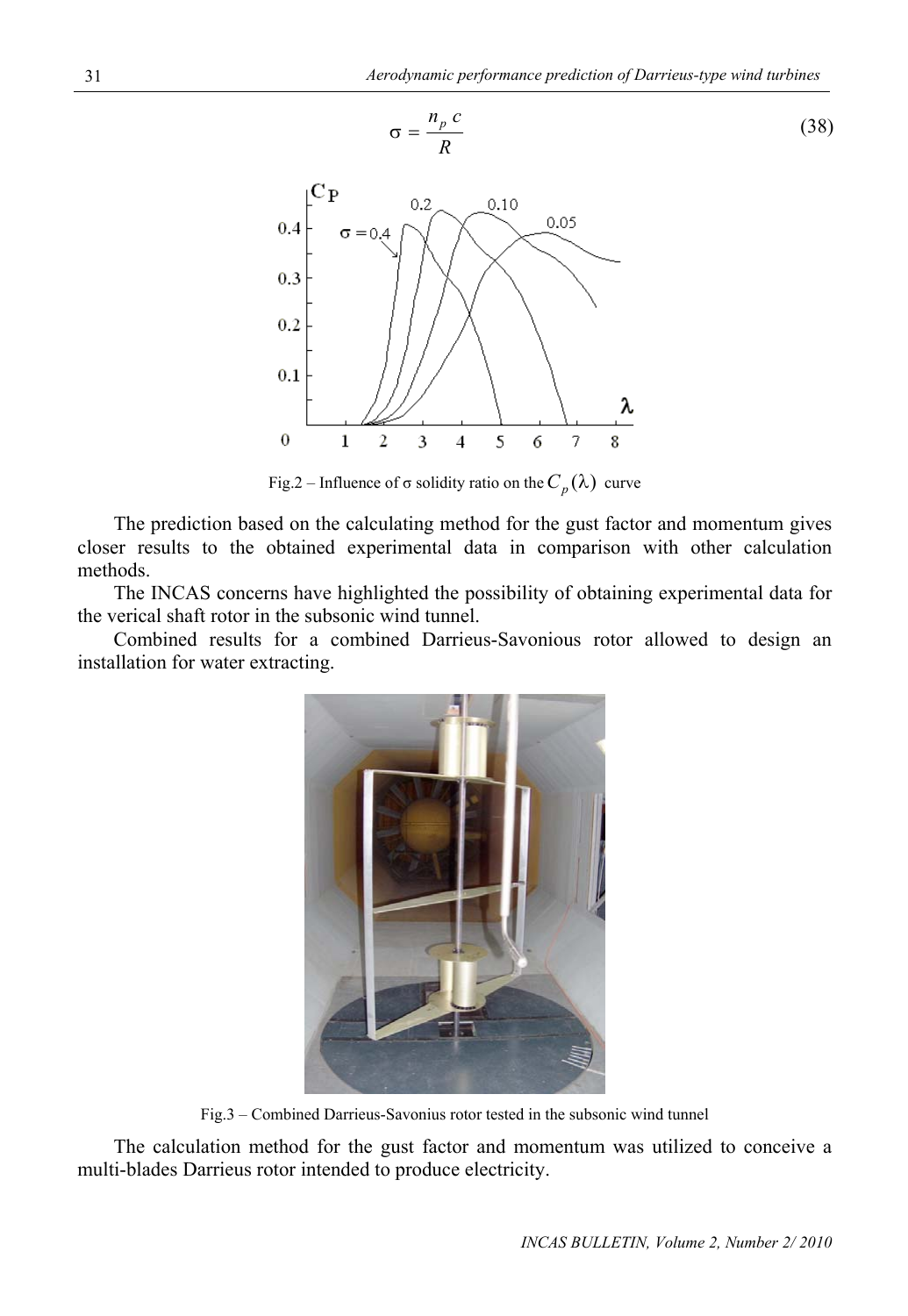$$\sigma = \frac{n_p\, c}{R} \tag{38}$$

Fig.2 – Influence of σ solidity ratio on the $C_p(\lambda)$ curve

The prediction based on the calculating method for the gust factor and momentum gives closer results to the obtained experimental data in comparison with other calculation methods.

The INCAS concerns have highlighted the possibility of obtaining experimental data for the verical shaft rotor in the subsonic wind tunnel.

Combined results for a combined Darrieus-Savonious rotor allowed to design an installation for water extracting.

Fig.3 – Combined Darrieus-Savonius rotor tested in the subsonic wind tunnel

The calculation method for the gust factor and momentum was utilized to conceive a multi-blades Darrieus rotor intended to produce electricity.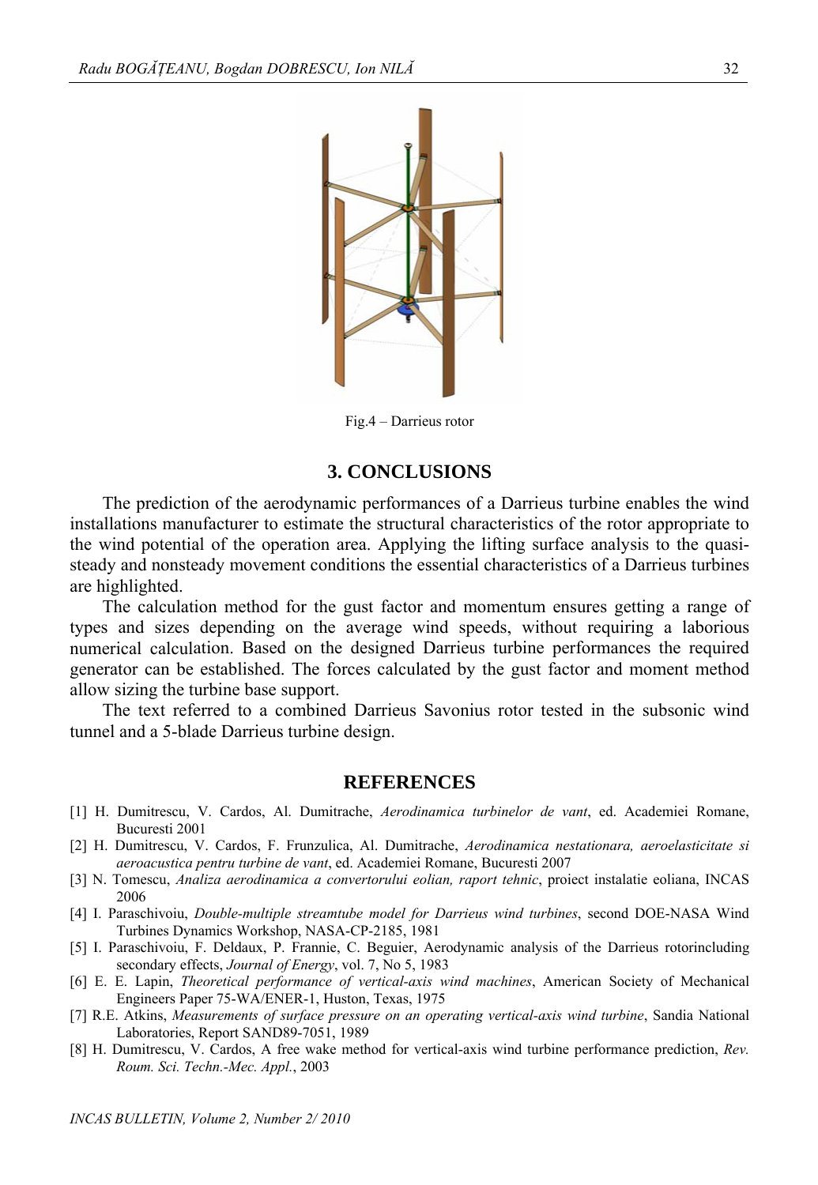Fig.4 – Darrieus rotor

## 3. CONCLUSIONS

The prediction of the aerodynamic performances of a Darrieus turbine enables the wind installations manufacturer to estimate the structural characteristics of the rotor appropriate to the wind potential of the operation area. Applying the lifting surface analysis to the quasi-steady and nonsteady movement conditions the essential characteristics of a Darrieus turbines are highlighted.

The calculation method for the gust factor and momentum ensures getting a range of types and sizes depending on the average wind speeds, without requiring a laborious numerical calculation. Based on the designed Darrieus turbine performances the required generator can be established. The forces calculated by the gust factor and moment method allow sizing the turbine base support.

The text referred to a combined Darrieus Savonius rotor tested in the subsonic wind tunnel and a 5-blade Darrieus turbine design.

## REFERENCES

[1] H. Dumitrescu, V. Cardos, Al. Dumitrache, *Aerodinamica turbinelor de vant*, ed. Academiei Romane, Bucuresti 2001

[2] H. Dumitrescu, V. Cardos, F. Frunzulica, Al. Dumitrache, *Aerodinamica nestationara, aeroelasticitate si aeroacustica pentru turbine de vant*, ed. Academiei Romane, Bucuresti 2007

[3] N. Tomescu, *Analiza aerodinamica a convertorului eolian, raport tehnic*, proiect instalatie eoliana, INCAS 2006

[4] I. Paraschivoiu, *Double-multiple streamtube model for Darrieus wind turbines*, second DOE-NASA Wind Turbines Dynamics Workshop, NASA-CP-2185, 1981

[5] I. Paraschivoiu, F. Deldaux, P. Frannie, C. Beguier, Aerodynamic analysis of the Darrieus rotorincluding secondary effects, *Journal of Energy*, vol. 7, No 5, 1983

[6] E. E. Lapin, *Theoretical performance of vertical-axis wind machines*, American Society of Mechanical Engineers Paper 75-WA/ENER-1, Huston, Texas, 1975

[7] R.E. Atkins, *Measurements of surface pressure on an operating vertical-axis wind turbine*, Sandia National Laboratories, Report SAND89-7051, 1989

[8] H. Dumitrescu, V. Cardos, A free wake method for vertical-axis wind turbine performance prediction, *Rev. Roum. Sci. Techn.-Mec. Appl.*, 2003